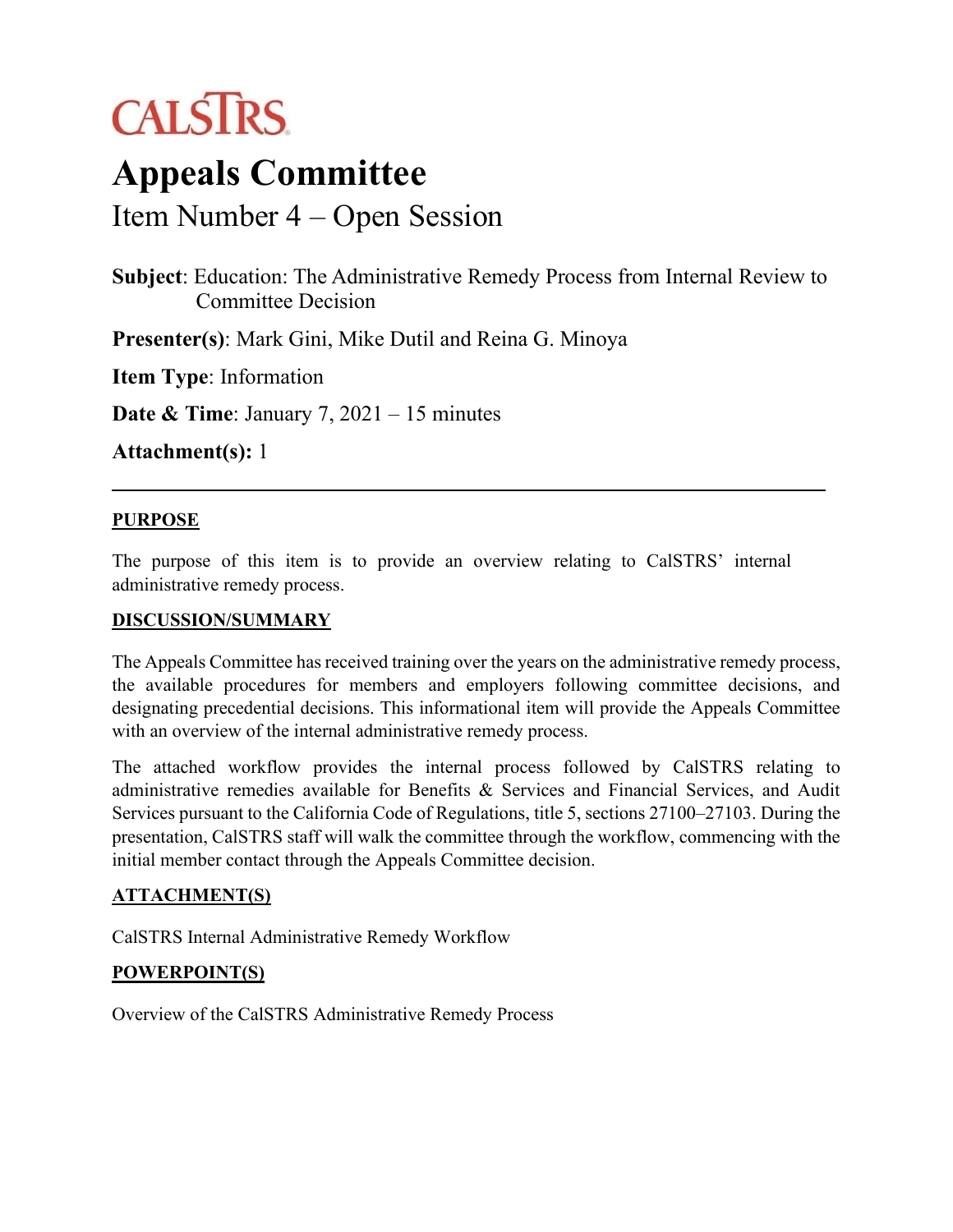CALSTRS

# Appeals Committee

## Item Number 4 – Open Session

**Subject**: Education: The Administrative Remedy Process from Internal Review to Committee Decision

**Presenter(s)**: Mark Gini, Mike Dutil and Reina G. Minoya

**Item Type**: Information

**Date & Time**: January 7, 2021 – 15 minutes

**Attachment(s):** 1

---

### PURPOSE

The purpose of this item is to provide an overview relating to CalSTRS' internal administrative remedy process.

### DISCUSSION/SUMMARY

The Appeals Committee has received training over the years on the administrative remedy process, the available procedures for members and employers following committee decisions, and designating precedential decisions. This informational item will provide the Appeals Committee with an overview of the internal administrative remedy process.

The attached workflow provides the internal process followed by CalSTRS relating to administrative remedies available for Benefits & Services and Financial Services, and Audit Services pursuant to the California Code of Regulations, title 5, sections 27100–27103. During the presentation, CalSTRS staff will walk the committee through the workflow, commencing with the initial member contact through the Appeals Committee decision.

### ATTACHMENT(S)

CalSTRS Internal Administrative Remedy Workflow

### POWERPOINT(S)

Overview of the CalSTRS Administrative Remedy Process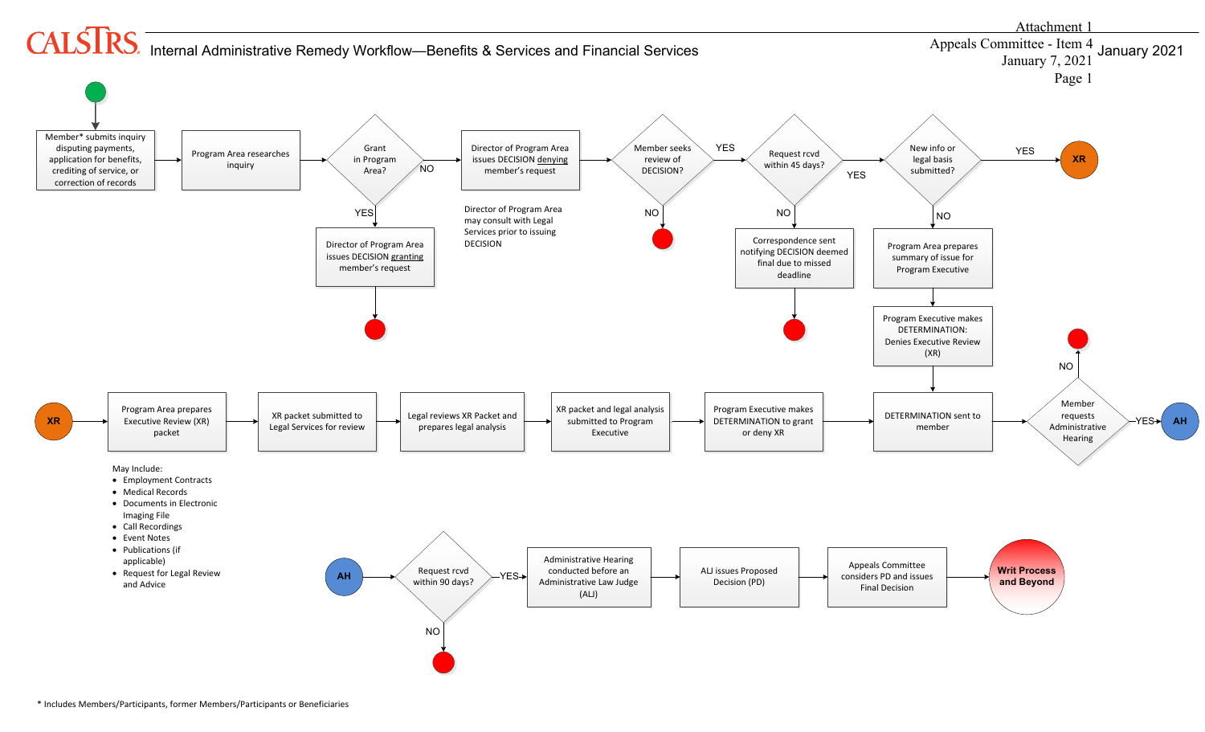Attachment 1
Appeals Committee - Item 4
January 7, 2021

# CALSTRS Internal Administrative Remedy Workflow—Benefits & Services and Financial Services

January 2021

- Member* submits inquiry disputing payments, application for benefits, crediting of service, or correction of records
- Program Area researches inquiry
- Grant in Program Area?
  - YES: Director of Program Area issues DECISION granting member's request (end)
  - NO: Director of Program Area issues DECISION denying member's request
    - Director of Program Area may consult with Legal Services prior to issuing DECISION
- Member seeks review of DECISION?
  - NO: (end)
  - YES: Request rcvd within 45 days?
    - NO: Correspondence sent notifying DECISION deemed final due to missed deadline (end)
    - YES: New info or legal basis submitted?
      - YES: XR
      - NO: Program Area prepares summary of issue for Program Executive
        - Program Executive makes DETERMINATION: Denies Executive Review (XR)
        - DETERMINATION sent to member

**XR**

- Program Area prepares Executive Review (XR) packet
  - May Include:
    - Employment Contracts
    - Medical Records
    - Documents in Electronic Imaging File
    - Call Recordings
    - Event Notes
    - Publications (if applicable)
    - Request for Legal Review and Advice
- XR packet submitted to Legal Services for review
- Legal reviews XR Packet and prepares legal analysis
- XR packet and legal analysis submitted to Program Executive
- Program Executive makes DETERMINATION to grant or deny XR
- DETERMINATION sent to member
- Member requests Administrative Hearing
  - NO: (end)
  - YES: AH

**AH**

- Request rcvd within 90 days?
  - NO: (end)
  - YES: Administrative Hearing conducted before an Administrative Law Judge (ALJ)
- ALJ issues Proposed Decision (PD)
- Appeals Committee considers PD and issues Final Decision
- **Writ Process and Beyond**

\* Includes Members/Participants, former Members/Participants or Beneficiaries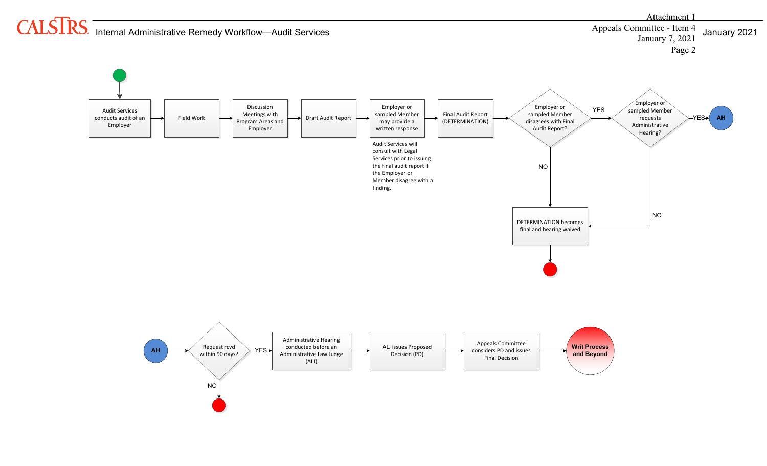CALSTRS

# Internal Administrative Remedy Workflow—Audit Services

Attachment 1
Appeals Committee - Item 4
January 7, 2021

January 2021

Audit Services conducts audit of an Employer

Field Work

Discussion Meetings with Program Areas and Employer

Draft Audit Report

Employer or sampled Member may provide a written response

Audit Services will consult with Legal Services prior to issuing the final audit report if the Employer or Member disagree with a finding.

Final Audit Report (DETERMINATION)

Employer or sampled Member disagrees with Final Audit Report?

YES

Employer or sampled Member requests Administrative Hearing?

YES

AH

NO

NO

DETERMINATION becomes final and hearing waived

AH

Request rcvd within 90 days?

YES

NO

Administrative Hearing conducted before an Administrative Law Judge (ALJ)

ALJ issues Proposed Decision (PD)

Appeals Committee considers PD and issues Final Decision

Writ Process and Beyond